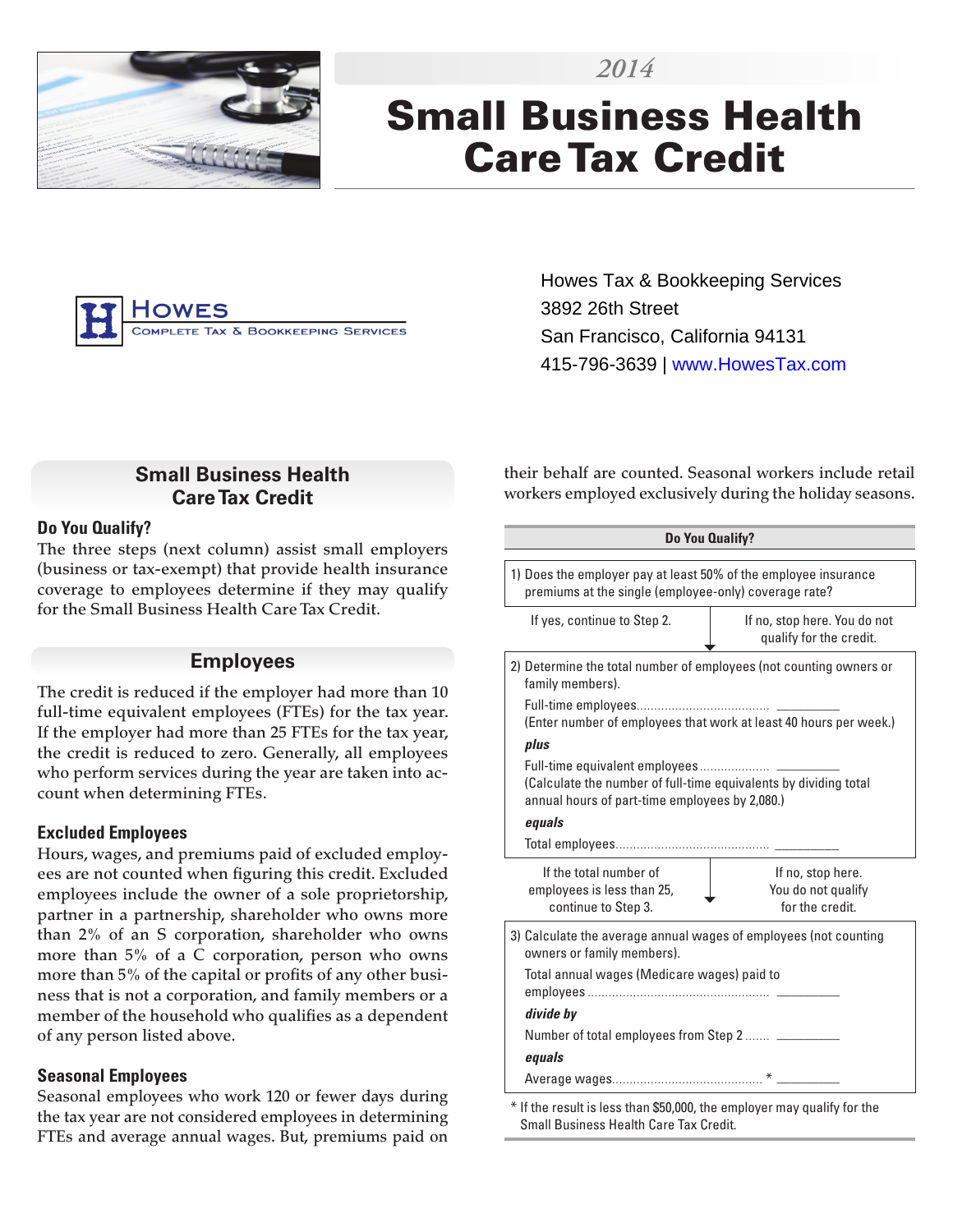2014

# Small Business Health Care Tax Credit

Howes Tax & Bookkeeping Services
3892 26th Street
San Francisco, California 94131
415-796-3639 | www.HowesTax.com

## Small Business Health Care Tax Credit

### Do You Qualify?

The three steps (next column) assist small employers (business or tax-exempt) that provide health insurance coverage to employees determine if they may qualify for the Small Business Health Care Tax Credit.

## Employees

The credit is reduced if the employer had more than 10 full-time equivalent employees (FTEs) for the tax year. If the employer had more than 25 FTEs for the tax year, the credit is reduced to zero. Generally, all employees who perform services during the year are taken into account when determining FTEs.

### Excluded Employees

Hours, wages, and premiums paid of excluded employees are not counted when figuring this credit. Excluded employees include the owner of a sole proprietorship, partner in a partnership, shareholder who owns more than 2% of an S corporation, shareholder who owns more than 5% of a C corporation, person who owns more than 5% of the capital or profits of any other business that is not a corporation, and family members or a member of the household who qualifies as a dependent of any person listed above.

### Seasonal Employees

Seasonal employees who work 120 or fewer days during the tax year are not considered employees in determining FTEs and average annual wages. But, premiums paid on their behalf are counted. Seasonal workers include retail workers employed exclusively during the holiday seasons.

**Do You Qualify?**

1) Does the employer pay at least 50% of the employee insurance premiums at the single (employee-only) coverage rate?

If yes, continue to Step 2. | If no, stop here. You do not qualify for the credit.

2) Determine the total number of employees (not counting owners or family members).

Full-time employees ........ \_\_\_\_\_\_\_\_
(Enter number of employees that work at least 40 hours per week.)

***plus***

Full-time equivalent employees ........ \_\_\_\_\_\_\_\_
(Calculate the number of full-time equivalents by dividing total annual hours of part-time employees by 2,080.)

***equals***

Total employees ........ \_\_\_\_\_\_\_\_

If the total number of employees is less than 25, continue to Step 3. | If no, stop here. You do not qualify for the credit.

3) Calculate the average annual wages of employees (not counting owners or family members).

Total annual wages (Medicare wages) paid to employees ........ \_\_\_\_\_\_\_\_

***divide by***

Number of total employees from Step 2 ........ \_\_\_\_\_\_\_\_

***equals***

Average wages ........ * \_\_\_\_\_\_\_\_

\* If the result is less than $50,000, the employer may qualify for the Small Business Health Care Tax Credit.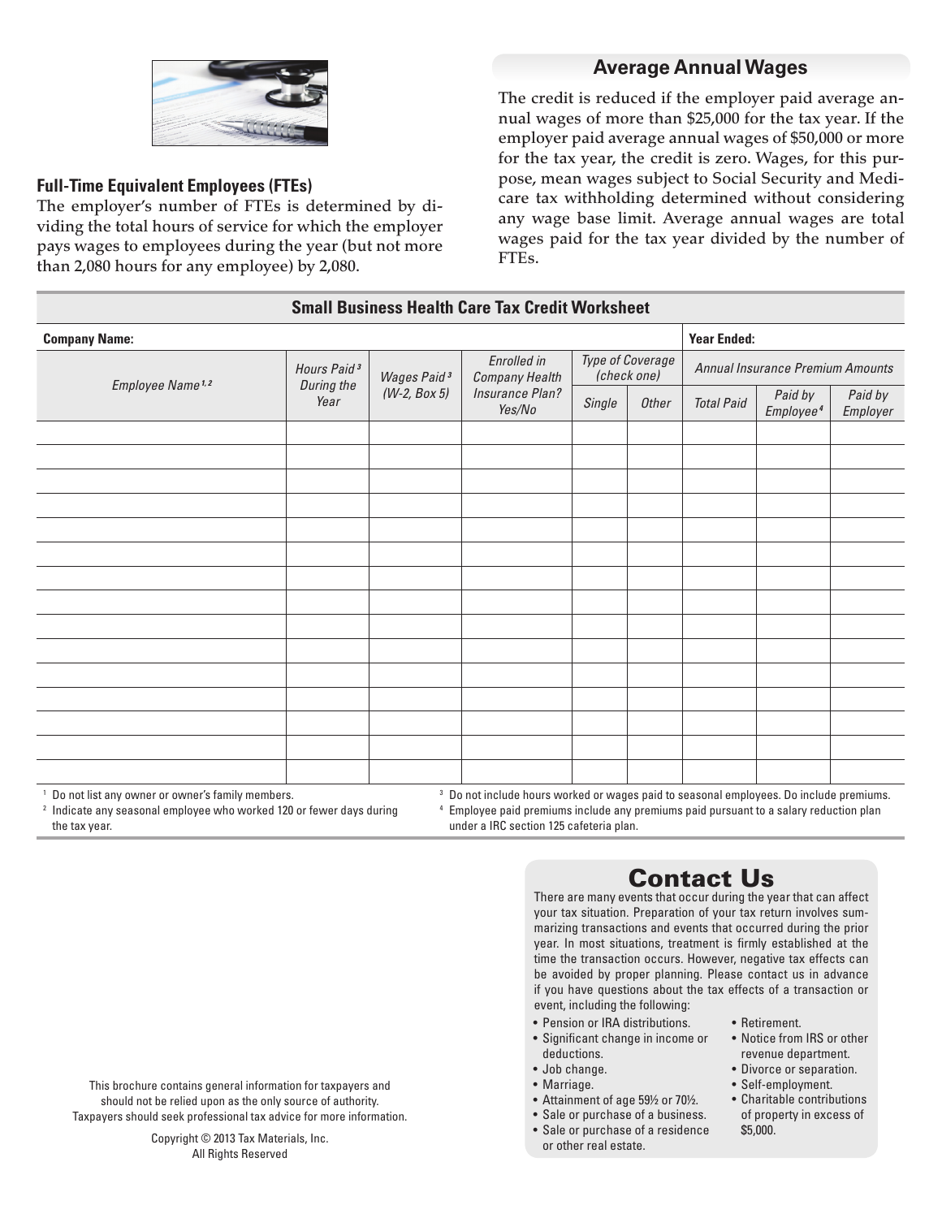## Full-Time Equivalent Employees (FTEs)

The employer's number of FTEs is determined by dividing the total hours of service for which the employer pays wages to employees during the year (but not more than 2,080 hours for any employee) by 2,080.

## Average Annual Wages

The credit is reduced if the employer paid average annual wages of more than $25,000 for the tax year. If the employer paid average annual wages of $50,000 or more for the tax year, the credit is zero. Wages, for this purpose, mean wages subject to Social Security and Medicare tax withholding determined without considering any wage base limit. Average annual wages are total wages paid for the tax year divided by the number of FTEs.

## Small Business Health Care Tax Credit Worksheet

**Company Name:** **Year Ended:**

| *Employee Name[1,2]* | *Hours Paid[3] During the Year* | *Wages Paid[3] (W-2, Box 5)* | *Enrolled in Company Health Insurance Plan? Yes/No* | *Type of Coverage (check one)* | | *Annual Insurance Premium Amounts* | | |
|---|---|---|---|---|---|---|---|---|
| | | | | *Single* | *Other* | *Total Paid* | *Paid by Employee[4]* | *Paid by Employer* |
| | | | | | | | | |
| | | | | | | | | |
| | | | | | | | | |
| | | | | | | | | |
| | | | | | | | | |
| | | | | | | | | |
| | | | | | | | | |
| | | | | | | | | |
| | | | | | | | | |
| | | | | | | | | |
| | | | | | | | | |
| | | | | | | | | |
| | | | | | | | | |
| | | | | | | | | |
| | | | | | | | | |

[1] Do not list any owner or owner's family members.

[2] Indicate any seasonal employee who worked 120 or fewer days during the tax year.

[3] Do not include hours worked or wages paid to seasonal employees. Do include premiums.

[4] Employee paid premiums include any premiums paid pursuant to a salary reduction plan under a IRC section 125 cafeteria plan.

## Contact Us

There are many events that occur during the year that can affect your tax situation. Preparation of your tax return involves summarizing transactions and events that occurred during the prior year. In most situations, treatment is firmly established at the time the transaction occurs. However, negative tax effects can be avoided by proper planning. Please contact us in advance if you have questions about the tax effects of a transaction or event, including the following:

- Pension or IRA distributions.
- Significant change in income or deductions.
- Job change.
- Marriage.
- Attainment of age 59½ or 70½.
- Sale or purchase of a business.
- Sale or purchase of a residence or other real estate.
- Retirement.
- Notice from IRS or other revenue department.
- Divorce or separation.
- Self-employment.
- Charitable contributions of property in excess of $5,000.

This brochure contains general information for taxpayers and should not be relied upon as the only source of authority. Taxpayers should seek professional tax advice for more information.

Copyright © 2013 Tax Materials, Inc.
All Rights Reserved